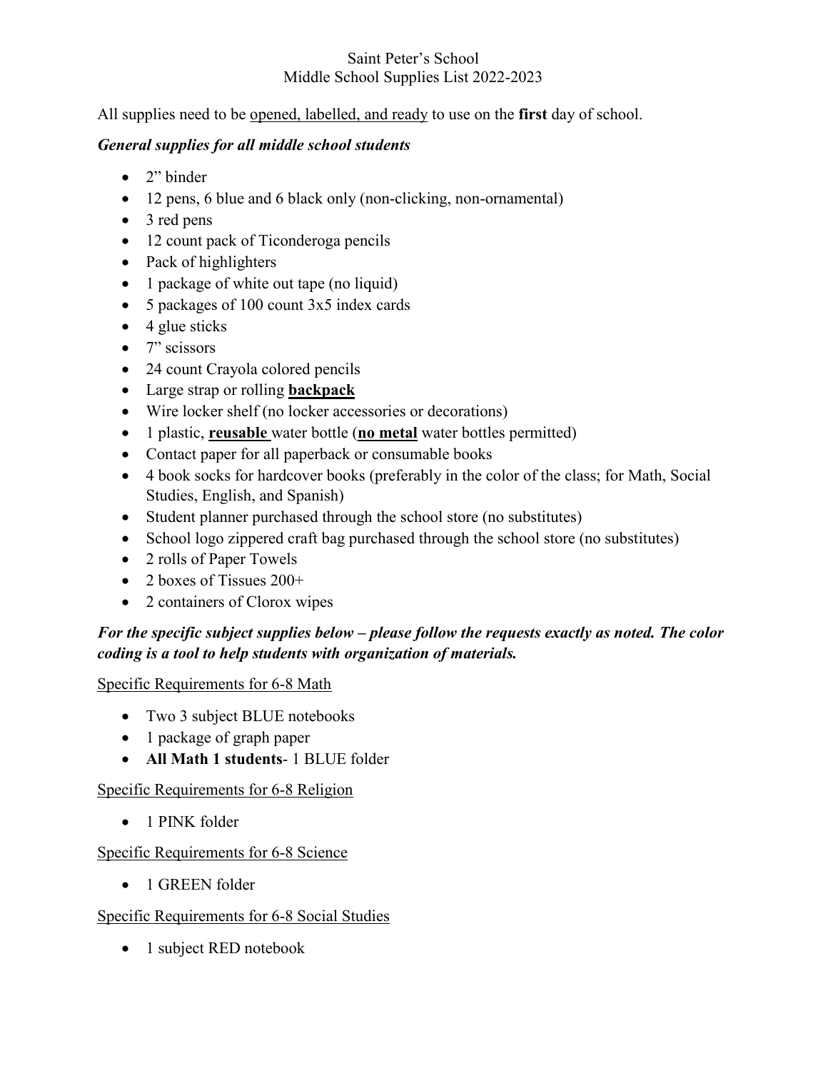# Saint Peter's School
## Middle School Supplies List 2022-2023

All supplies need to be <u>opened, labelled, and ready</u> to use on the **first** day of school.

***General supplies for all middle school students***

- 2" binder
- 12 pens, 6 blue and 6 black only (non-clicking, non-ornamental)
- 3 red pens
- 12 count pack of Ticonderoga pencils
- Pack of highlighters
- 1 package of white out tape (no liquid)
- 5 packages of 100 count 3x5 index cards
- 4 glue sticks
- 7" scissors
- 24 count Crayola colored pencils
- Large strap or rolling <u>**backpack**</u>
- Wire locker shelf (no locker accessories or decorations)
- 1 plastic, <u>**reusable**</u> water bottle (<u>**no metal**</u> water bottles permitted)
- Contact paper for all paperback or consumable books
- 4 book socks for hardcover books (preferably in the color of the class; for Math, Social Studies, English, and Spanish)
- Student planner purchased through the school store (no substitutes)
- School logo zippered craft bag purchased through the school store (no substitutes)
- 2 rolls of Paper Towels
- 2 boxes of Tissues 200+
- 2 containers of Clorox wipes

***For the specific subject supplies below – please follow the requests exactly as noted. The color coding is a tool to help students with organization of materials.***

<u>Specific Requirements for 6-8 Math</u>

- Two 3 subject BLUE notebooks
- 1 package of graph paper
- **All Math 1 students**- 1 BLUE folder

<u>Specific Requirements for 6-8 Religion</u>

- 1 PINK folder

<u>Specific Requirements for 6-8 Science</u>

- 1 GREEN folder

<u>Specific Requirements for 6-8 Social Studies</u>

- 1 subject RED notebook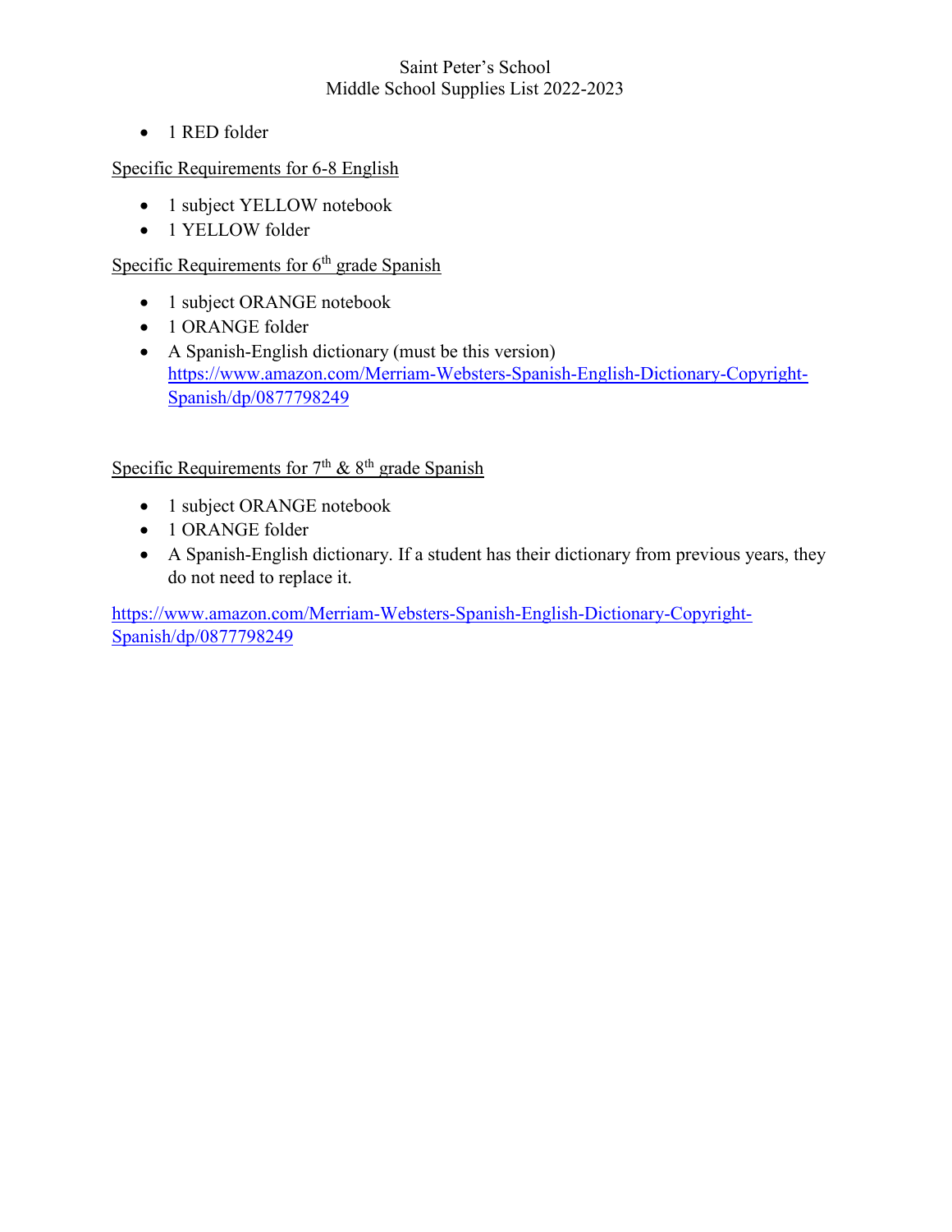Saint Peter's School
Middle School Supplies List 2022-2023

- 1 RED folder

Specific Requirements for 6-8 English

- 1 subject YELLOW notebook
- 1 YELLOW folder

Specific Requirements for 6th grade Spanish

- 1 subject ORANGE notebook
- 1 ORANGE folder
- A Spanish-English dictionary (must be this version) https://www.amazon.com/Merriam-Websters-Spanish-English-Dictionary-Copyright-Spanish/dp/0877798249

Specific Requirements for 7th & 8th grade Spanish

- 1 subject ORANGE notebook
- 1 ORANGE folder
- A Spanish-English dictionary. If a student has their dictionary from previous years, they do not need to replace it.

https://www.amazon.com/Merriam-Websters-Spanish-English-Dictionary-Copyright-Spanish/dp/0877798249